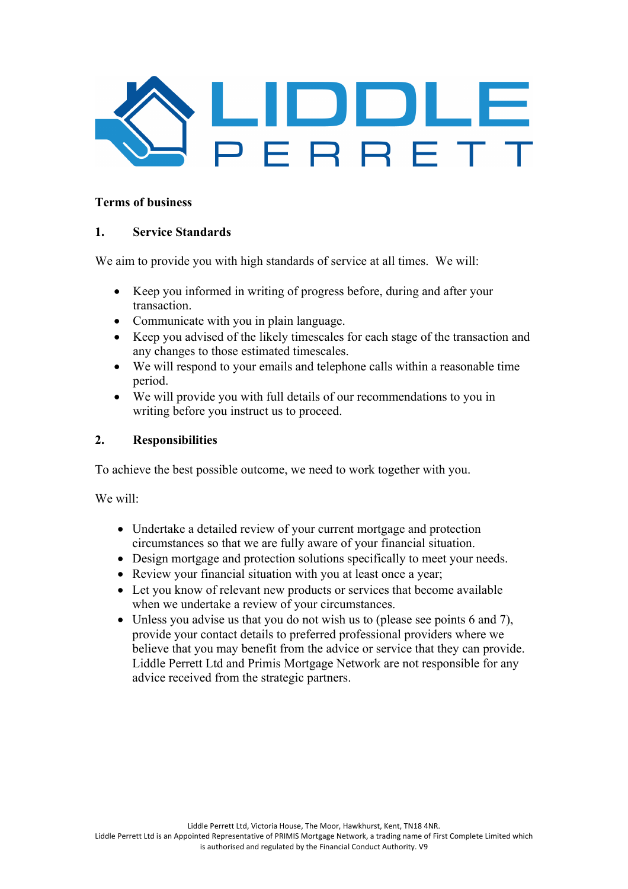# Terms of business

## 1. Service Standards

We aim to provide you with high standards of service at all times. We will:

- Keep you informed in writing of progress before, during and after your transaction.
- Communicate with you in plain language.
- Keep you advised of the likely timescales for each stage of the transaction and any changes to those estimated timescales.
- We will respond to your emails and telephone calls within a reasonable time period.
- We will provide you with full details of our recommendations to you in writing before you instruct us to proceed.

## 2. Responsibilities

To achieve the best possible outcome, we need to work together with you.

We will:

- Undertake a detailed review of your current mortgage and protection circumstances so that we are fully aware of your financial situation.
- Design mortgage and protection solutions specifically to meet your needs.
- Review your financial situation with you at least once a year;
- Let you know of relevant new products or services that become available when we undertake a review of your circumstances.
- Unless you advise us that you do not wish us to (please see points 6 and 7), provide your contact details to preferred professional providers where we believe that you may benefit from the advice or service that they can provide. Liddle Perrett Ltd and Primis Mortgage Network are not responsible for any advice received from the strategic partners.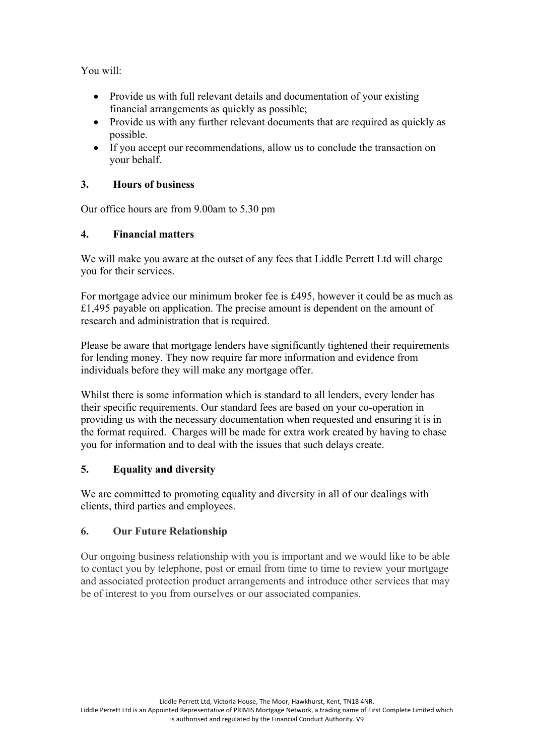You will:

- Provide us with full relevant details and documentation of your existing financial arrangements as quickly as possible;
- Provide us with any further relevant documents that are required as quickly as possible.
- If you accept our recommendations, allow us to conclude the transaction on your behalf.

### 3. Hours of business

Our office hours are from 9.00am to 5.30 pm

### 4. Financial matters

We will make you aware at the outset of any fees that Liddle Perrett Ltd will charge you for their services.

For mortgage advice our minimum broker fee is £495, however it could be as much as £1,495 payable on application. The precise amount is dependent on the amount of research and administration that is required.

Please be aware that mortgage lenders have significantly tightened their requirements for lending money. They now require far more information and evidence from individuals before they will make any mortgage offer.

Whilst there is some information which is standard to all lenders, every lender has their specific requirements. Our standard fees are based on your co-operation in providing us with the necessary documentation when requested and ensuring it is in the format required. Charges will be made for extra work created by having to chase you for information and to deal with the issues that such delays create.

### 5. Equality and diversity

We are committed to promoting equality and diversity in all of our dealings with clients, third parties and employees.

### 6. Our Future Relationship

Our ongoing business relationship with you is important and we would like to be able to contact you by telephone, post or email from time to time to review your mortgage and associated protection product arrangements and introduce other services that may be of interest to you from ourselves or our associated companies.

Liddle Perrett Ltd, Victoria House, The Moor, Hawkhurst, Kent, TN18 4NR.
Liddle Perrett Ltd is an Appointed Representative of PRIMIS Mortgage Network, a trading name of First Complete Limited which is authorised and regulated by the Financial Conduct Authority. V9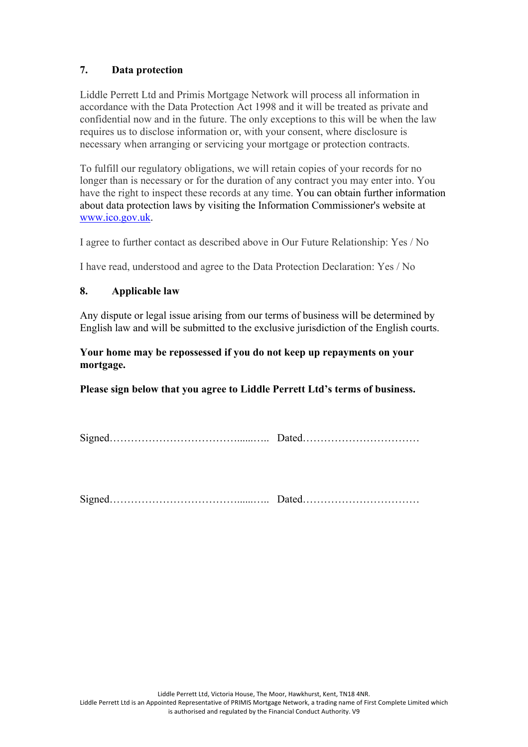## 7. Data protection

Liddle Perrett Ltd and Primis Mortgage Network will process all information in accordance with the Data Protection Act 1998 and it will be treated as private and confidential now and in the future. The only exceptions to this will be when the law requires us to disclose information or, with your consent, where disclosure is necessary when arranging or servicing your mortgage or protection contracts.

To fulfill our regulatory obligations, we will retain copies of your records for no longer than is necessary or for the duration of any contract you may enter into. You have the right to inspect these records at any time. You can obtain further information about data protection laws by visiting the Information Commissioner's website at www.ico.gov.uk.

I agree to further contact as described above in Our Future Relationship: Yes / No

I have read, understood and agree to the Data Protection Declaration: Yes / No

## 8. Applicable law

Any dispute or legal issue arising from our terms of business will be determined by English law and will be submitted to the exclusive jurisdiction of the English courts.

**Your home may be repossessed if you do not keep up repayments on your mortgage.**

**Please sign below that you agree to Liddle Perrett Ltd's terms of business.**

Signed……………………………………..….. Dated……………………………

Signed……………………………………..….. Dated……………………………

Liddle Perrett Ltd, Victoria House, The Moor, Hawkhurst, Kent, TN18 4NR.
Liddle Perrett Ltd is an Appointed Representative of PRIMIS Mortgage Network, a trading name of First Complete Limited which is authorised and regulated by the Financial Conduct Authority. V9